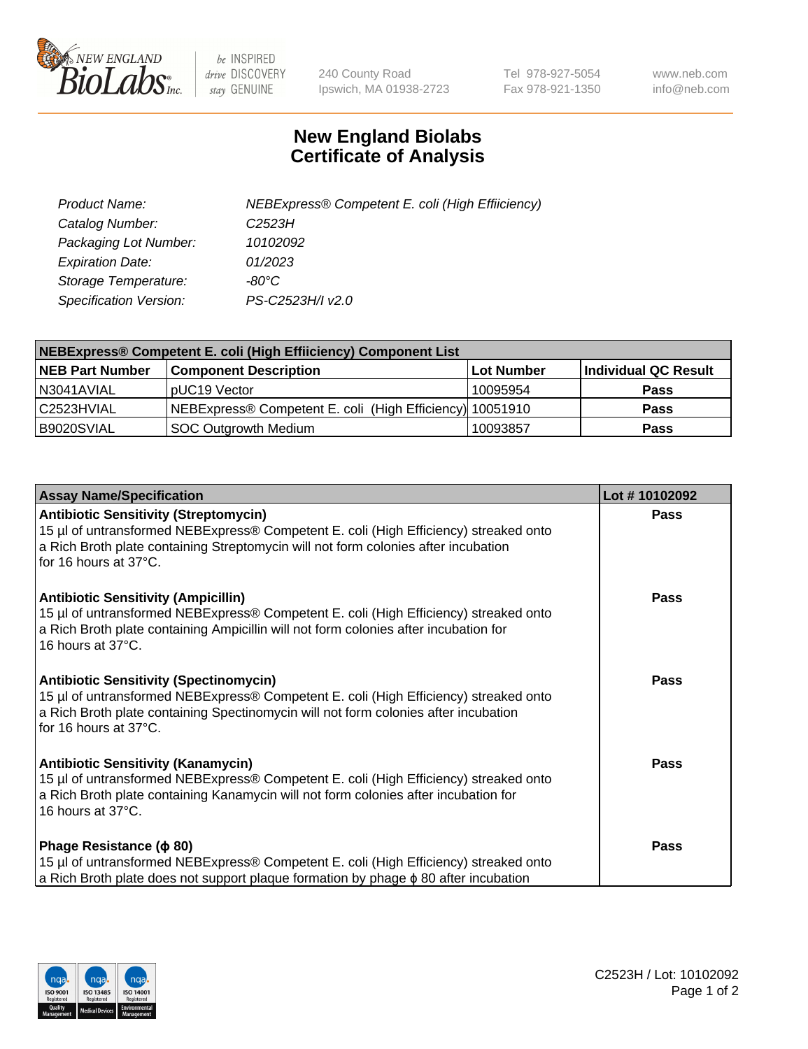# New England Biolabs Certificate of Analysis

| | |
|---|---|
| *Product Name:* | *NEBExpress® Competent E. coli (High Effiiciency)* |
| *Catalog Number:* | *C2523H* |
| *Packaging Lot Number:* | *10102092* |
| *Expiration Date:* | *01/2023* |
| *Storage Temperature:* | *-80°C* |
| *Specification Version:* | *PS-C2523H/I v2.0* |

| NEBExpress® Competent E. coli (High Effiiciency) Component List | | | |
|---|---|---|---|
| **NEB Part Number** | **Component Description** | **Lot Number** | **Individual QC Result** |
| N3041AVIAL | pUC19 Vector | 10095954 | **Pass** |
| C2523HVIAL | NEBExpress® Competent E. coli (High Efficiency) | 10051910 | **Pass** |
| B9020SVIAL | SOC Outgrowth Medium | 10093857 | **Pass** |

| Assay Name/Specification | Lot # 10102092 |
|---|---|
| **Antibiotic Sensitivity (Streptomycin)**<br>15 µl of untransformed NEBExpress® Competent E. coli (High Efficiency) streaked onto a Rich Broth plate containing Streptomycin will not form colonies after incubation for 16 hours at 37°C. | **Pass** |
| **Antibiotic Sensitivity (Ampicillin)**<br>15 µl of untransformed NEBExpress® Competent E. coli (High Efficiency) streaked onto a Rich Broth plate containing Ampicillin will not form colonies after incubation for 16 hours at 37°C. | **Pass** |
| **Antibiotic Sensitivity (Spectinomycin)**<br>15 µl of untransformed NEBExpress® Competent E. coli (High Efficiency) streaked onto a Rich Broth plate containing Spectinomycin will not form colonies after incubation for 16 hours at 37°C. | **Pass** |
| **Antibiotic Sensitivity (Kanamycin)**<br>15 µl of untransformed NEBExpress® Competent E. coli (High Efficiency) streaked onto a Rich Broth plate containing Kanamycin will not form colonies after incubation for 16 hours at 37°C. | **Pass** |
| **Phage Resistance (ϕ 80)**<br>15 µl of untransformed NEBExpress® Competent E. coli (High Efficiency) streaked onto a Rich Broth plate does not support plaque formation by phage ϕ 80 after incubation | **Pass** |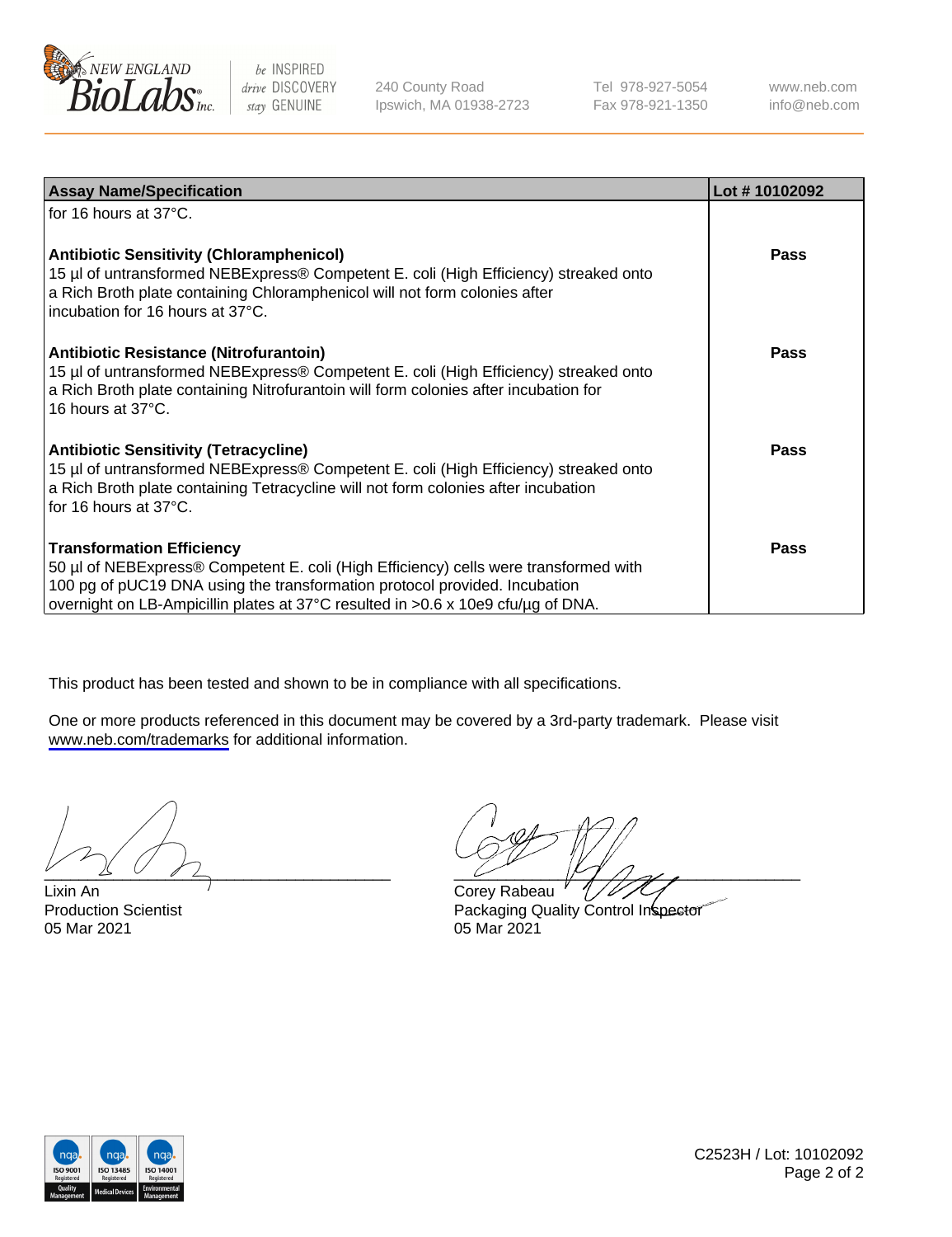| Assay Name/Specification | Lot # 10102092 |
| --- | --- |
| for 16 hours at 37°C. | |
| **Antibiotic Sensitivity (Chloramphenicol)**<br>15 µl of untransformed NEBExpress® Competent E. coli (High Efficiency) streaked onto a Rich Broth plate containing Chloramphenicol will not form colonies after incubation for 16 hours at 37°C. | **Pass** |
| **Antibiotic Resistance (Nitrofurantoin)**<br>15 µl of untransformed NEBExpress® Competent E. coli (High Efficiency) streaked onto a Rich Broth plate containing Nitrofurantoin will form colonies after incubation for 16 hours at 37°C. | **Pass** |
| **Antibiotic Sensitivity (Tetracycline)**<br>15 µl of untransformed NEBExpress® Competent E. coli (High Efficiency) streaked onto a Rich Broth plate containing Tetracycline will not form colonies after incubation for 16 hours at 37°C. | **Pass** |
| **Transformation Efficiency**<br>50 µl of NEBExpress® Competent E. coli (High Efficiency) cells were transformed with 100 pg of pUC19 DNA using the transformation protocol provided. Incubation overnight on LB-Ampicillin plates at 37°C resulted in >0.6 x 10e9 cfu/µg of DNA. | **Pass** |

This product has been tested and shown to be in compliance with all specifications.

One or more products referenced in this document may be covered by a 3rd-party trademark. Please visit www.neb.com/trademarks for additional information.

Lixin An
Production Scientist
05 Mar 2021

Corey Rabeau
Packaging Quality Control Inspector
05 Mar 2021

C2523H / Lot: 10102092